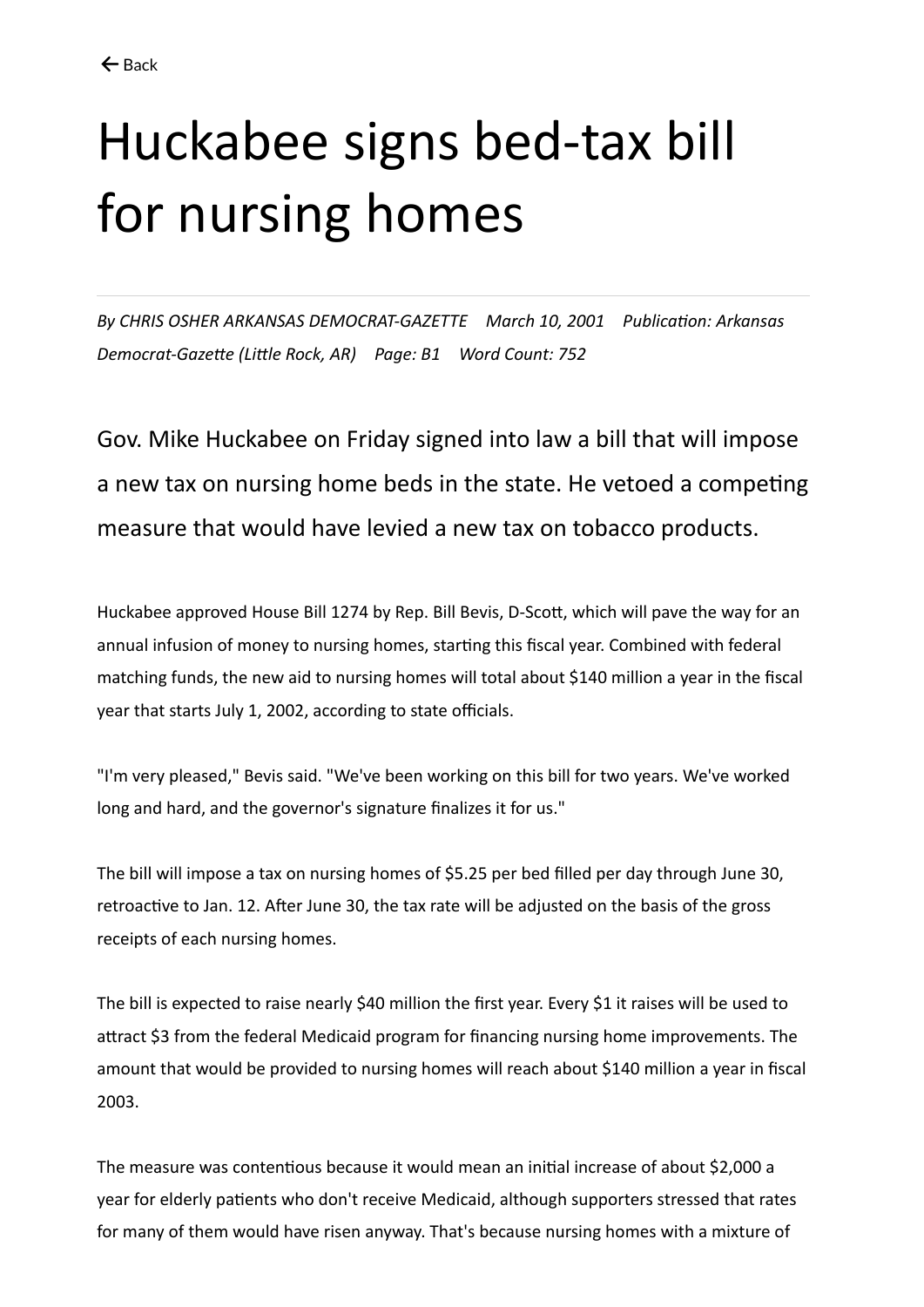← Back

# Huckabee signs bed-tax bill for nursing homes

*By CHRIS OSHER ARKANSAS DEMOCRAT-GAZETTE    March 10, 2001    Publication: Arkansas Democrat-Gazette (Little Rock, AR)    Page: B1    Word Count: 752*

Gov. Mike Huckabee on Friday signed into law a bill that will impose a new tax on nursing home beds in the state. He vetoed a competing measure that would have levied a new tax on tobacco products.

Huckabee approved House Bill 1274 by Rep. Bill Bevis, D-Scott, which will pave the way for an annual infusion of money to nursing homes, starting this fiscal year. Combined with federal matching funds, the new aid to nursing homes will total about $140 million a year in the fiscal year that starts July 1, 2002, according to state officials.

"I'm very pleased," Bevis said. "We've been working on this bill for two years. We've worked long and hard, and the governor's signature finalizes it for us."

The bill will impose a tax on nursing homes of $5.25 per bed filled per day through June 30, retroactive to Jan. 12. After June 30, the tax rate will be adjusted on the basis of the gross receipts of each nursing homes.

The bill is expected to raise nearly $40 million the first year. Every $1 it raises will be used to attract $3 from the federal Medicaid program for financing nursing home improvements. The amount that would be provided to nursing homes will reach about $140 million a year in fiscal 2003.

The measure was contentious because it would mean an initial increase of about $2,000 a year for elderly patients who don't receive Medicaid, although supporters stressed that rates for many of them would have risen anyway. That's because nursing homes with a mixture of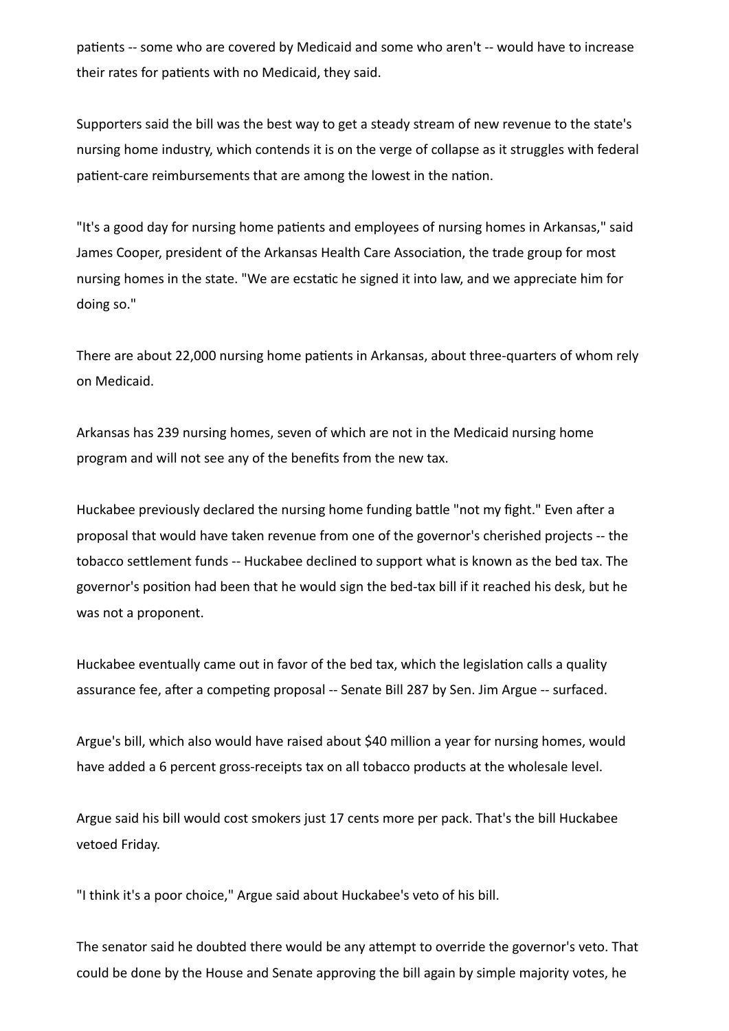patients -- some who are covered by Medicaid and some who aren't -- would have to increase their rates for patients with no Medicaid, they said.

Supporters said the bill was the best way to get a steady stream of new revenue to the state's nursing home industry, which contends it is on the verge of collapse as it struggles with federal patient-care reimbursements that are among the lowest in the nation.

"It's a good day for nursing home patients and employees of nursing homes in Arkansas," said James Cooper, president of the Arkansas Health Care Association, the trade group for most nursing homes in the state. "We are ecstatic he signed it into law, and we appreciate him for doing so."

There are about 22,000 nursing home patients in Arkansas, about three-quarters of whom rely on Medicaid.

Arkansas has 239 nursing homes, seven of which are not in the Medicaid nursing home program and will not see any of the benefits from the new tax.

Huckabee previously declared the nursing home funding battle "not my fight." Even after a proposal that would have taken revenue from one of the governor's cherished projects -- the tobacco settlement funds -- Huckabee declined to support what is known as the bed tax. The governor's position had been that he would sign the bed-tax bill if it reached his desk, but he was not a proponent.

Huckabee eventually came out in favor of the bed tax, which the legislation calls a quality assurance fee, after a competing proposal -- Senate Bill 287 by Sen. Jim Argue -- surfaced.

Argue's bill, which also would have raised about $40 million a year for nursing homes, would have added a 6 percent gross-receipts tax on all tobacco products at the wholesale level.

Argue said his bill would cost smokers just 17 cents more per pack. That's the bill Huckabee vetoed Friday.

"I think it's a poor choice," Argue said about Huckabee's veto of his bill.

The senator said he doubted there would be any attempt to override the governor's veto. That could be done by the House and Senate approving the bill again by simple majority votes, he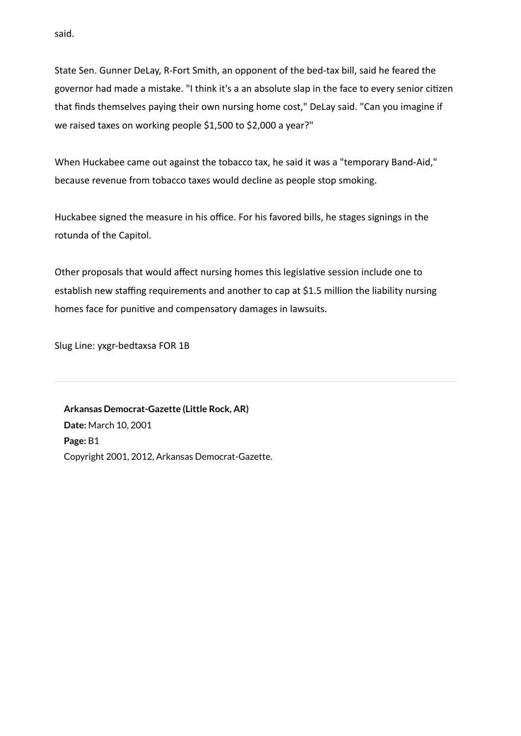said.

State Sen. Gunner DeLay, R-Fort Smith, an opponent of the bed-tax bill, said he feared the governor had made a mistake. "I think it's a an absolute slap in the face to every senior citizen that finds themselves paying their own nursing home cost," DeLay said. "Can you imagine if we raised taxes on working people $1,500 to $2,000 a year?"

When Huckabee came out against the tobacco tax, he said it was a "temporary Band-Aid," because revenue from tobacco taxes would decline as people stop smoking.

Huckabee signed the measure in his office. For his favored bills, he stages signings in the rotunda of the Capitol.

Other proposals that would affect nursing homes this legislative session include one to establish new staffing requirements and another to cap at $1.5 million the liability nursing homes face for punitive and compensatory damages in lawsuits.

Slug Line: yxgr-bedtaxsa FOR 1B

---

**Arkansas Democrat-Gazette (Little Rock, AR)**
**Date:** March 10, 2001
**Page:** B1
Copyright 2001, 2012, Arkansas Democrat-Gazette.